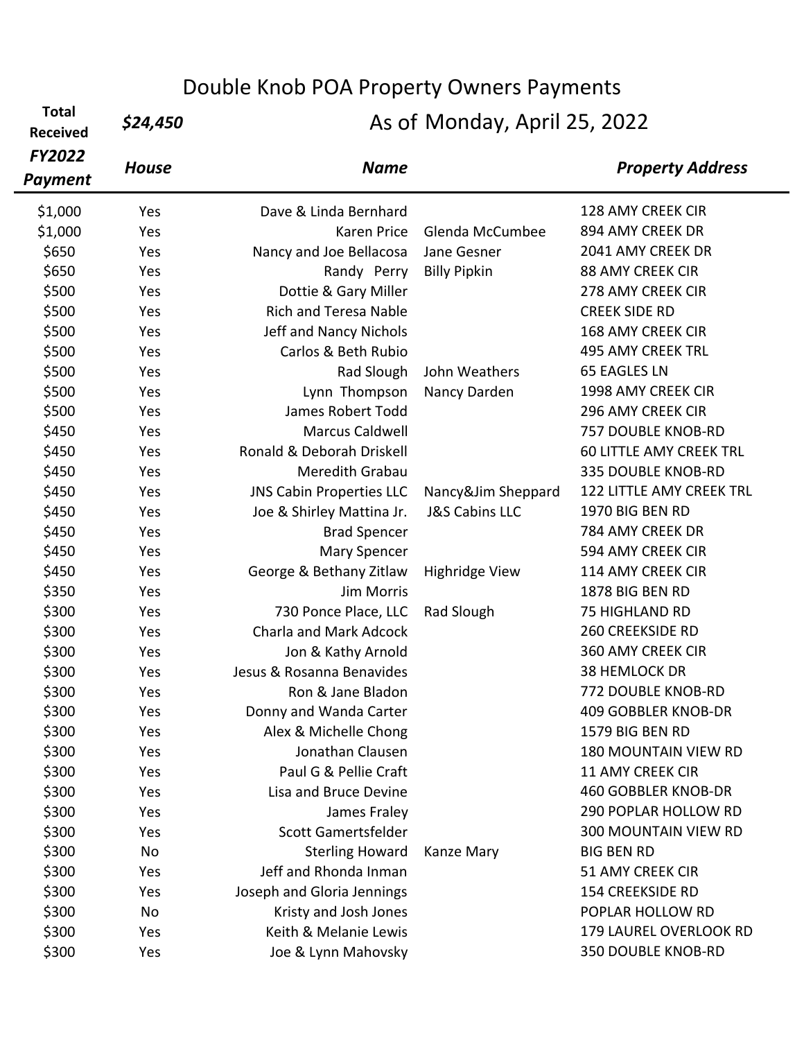# Double Knob POA Property Owners Payments

**Total Received** ***$24,450***

As of Monday, April 25, 2022

| *FY2022 Payment* | *House* | *Name* | | *Property Address* |
|---|---|---|---|---|
| $1,000 | Yes | Dave & Linda Bernhard | | 128 AMY CREEK CIR |
| $1,000 | Yes | Karen Price | Glenda McCumbee | 894 AMY CREEK DR |
| $650 | Yes | Nancy and Joe Bellacosa | Jane Gesner | 2041 AMY CREEK DR |
| $650 | Yes | Randy Perry | Billy Pipkin | 88 AMY CREEK CIR |
| $500 | Yes | Dottie & Gary Miller | | 278 AMY CREEK CIR |
| $500 | Yes | Rich and Teresa Nable | | CREEK SIDE RD |
| $500 | Yes | Jeff and Nancy Nichols | | 168 AMY CREEK CIR |
| $500 | Yes | Carlos & Beth Rubio | | 495 AMY CREEK TRL |
| $500 | Yes | Rad Slough | John Weathers | 65 EAGLES LN |
| $500 | Yes | Lynn Thompson | Nancy Darden | 1998 AMY CREEK CIR |
| $500 | Yes | James Robert Todd | | 296 AMY CREEK CIR |
| $450 | Yes | Marcus Caldwell | | 757 DOUBLE KNOB-RD |
| $450 | Yes | Ronald & Deborah Driskell | | 60 LITTLE AMY CREEK TRL |
| $450 | Yes | Meredith Grabau | | 335 DOUBLE KNOB-RD |
| $450 | Yes | JNS Cabin Properties LLC | Nancy&Jim Sheppard | 122 LITTLE AMY CREEK TRL |
| $450 | Yes | Joe & Shirley Mattina Jr. | J&S Cabins LLC | 1970 BIG BEN RD |
| $450 | Yes | Brad Spencer | | 784 AMY CREEK DR |
| $450 | Yes | Mary Spencer | | 594 AMY CREEK CIR |
| $450 | Yes | George & Bethany Zitlaw | Highridge View | 114 AMY CREEK CIR |
| $350 | Yes | Jim Morris | | 1878 BIG BEN RD |
| $300 | Yes | 730 Ponce Place, LLC | Rad Slough | 75 HIGHLAND RD |
| $300 | Yes | Charla and Mark Adcock | | 260 CREEKSIDE RD |
| $300 | Yes | Jon & Kathy Arnold | | 360 AMY CREEK CIR |
| $300 | Yes | Jesus & Rosanna Benavides | | 38 HEMLOCK DR |
| $300 | Yes | Ron & Jane Bladon | | 772 DOUBLE KNOB-RD |
| $300 | Yes | Donny and Wanda Carter | | 409 GOBBLER KNOB-DR |
| $300 | Yes | Alex & Michelle Chong | | 1579 BIG BEN RD |
| $300 | Yes | Jonathan Clausen | | 180 MOUNTAIN VIEW RD |
| $300 | Yes | Paul G & Pellie Craft | | 11 AMY CREEK CIR |
| $300 | Yes | Lisa and Bruce Devine | | 460 GOBBLER KNOB-DR |
| $300 | Yes | James Fraley | | 290 POPLAR HOLLOW RD |
| $300 | Yes | Scott Gamertsfelder | | 300 MOUNTAIN VIEW RD |
| $300 | No | Sterling Howard | Kanze Mary | BIG BEN RD |
| $300 | Yes | Jeff and Rhonda Inman | | 51 AMY CREEK CIR |
| $300 | Yes | Joseph and Gloria Jennings | | 154 CREEKSIDE RD |
| $300 | No | Kristy and Josh Jones | | POPLAR HOLLOW RD |
| $300 | Yes | Keith & Melanie Lewis | | 179 LAUREL OVERLOOK RD |
| $300 | Yes | Joe & Lynn Mahovsky | | 350 DOUBLE KNOB-RD |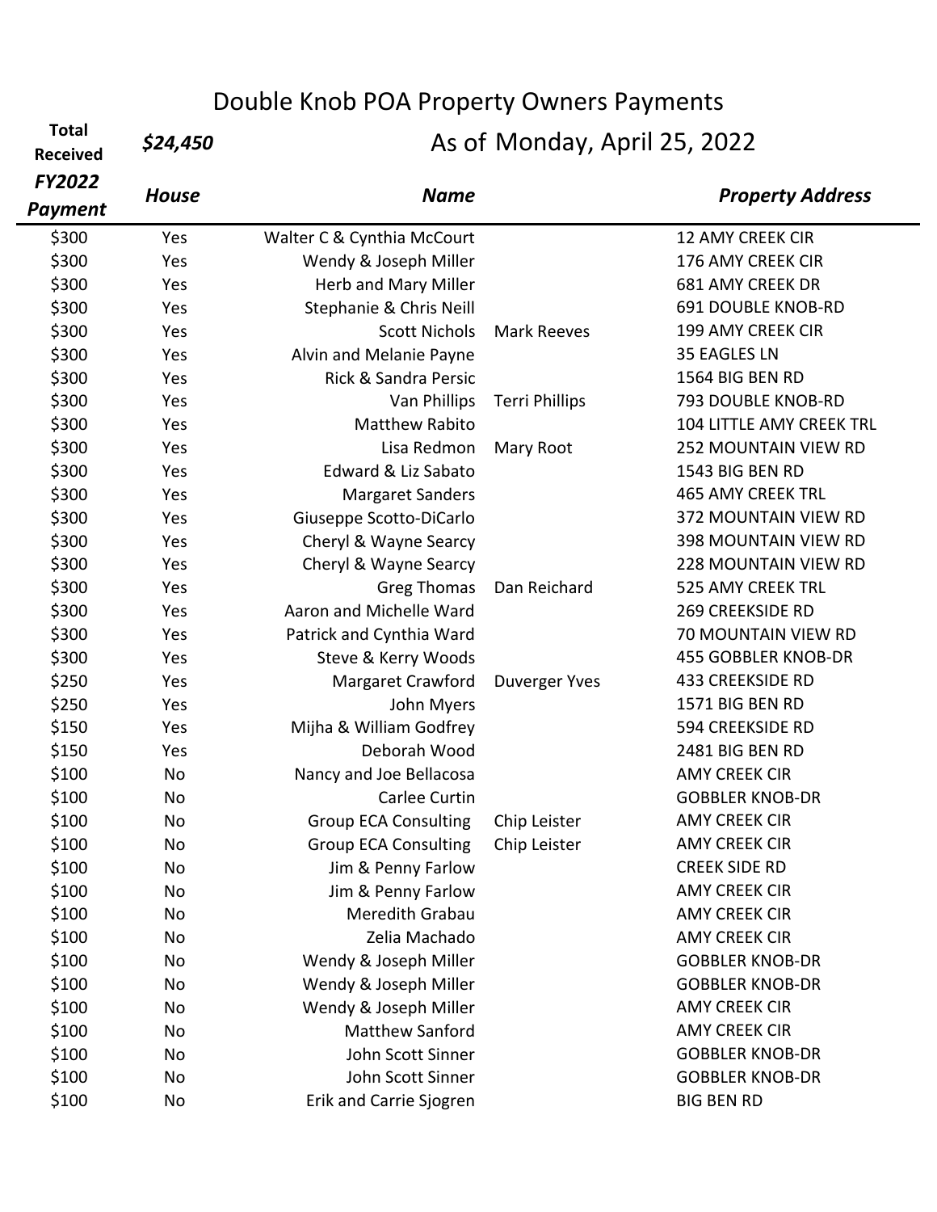# Double Knob POA Property Owners Payments

**Total Received** ***$24,450*** As of Monday, April 25, 2022

| *FY2022 Payment* | *House* | *Name* | | *Property Address* |
|---|---|---|---|---|
| $300 | Yes | Walter C & Cynthia McCourt | | 12 AMY CREEK CIR |
| $300 | Yes | Wendy & Joseph Miller | | 176 AMY CREEK CIR |
| $300 | Yes | Herb and Mary Miller | | 681 AMY CREEK DR |
| $300 | Yes | Stephanie & Chris Neill | | 691 DOUBLE KNOB-RD |
| $300 | Yes | Scott Nichols | Mark Reeves | 199 AMY CREEK CIR |
| $300 | Yes | Alvin and Melanie Payne | | 35 EAGLES LN |
| $300 | Yes | Rick & Sandra Persic | | 1564 BIG BEN RD |
| $300 | Yes | Van Phillips | Terri Phillips | 793 DOUBLE KNOB-RD |
| $300 | Yes | Matthew Rabito | | 104 LITTLE AMY CREEK TRL |
| $300 | Yes | Lisa Redmon | Mary Root | 252 MOUNTAIN VIEW RD |
| $300 | Yes | Edward & Liz Sabato | | 1543 BIG BEN RD |
| $300 | Yes | Margaret Sanders | | 465 AMY CREEK TRL |
| $300 | Yes | Giuseppe Scotto-DiCarlo | | 372 MOUNTAIN VIEW RD |
| $300 | Yes | Cheryl & Wayne Searcy | | 398 MOUNTAIN VIEW RD |
| $300 | Yes | Cheryl & Wayne Searcy | | 228 MOUNTAIN VIEW RD |
| $300 | Yes | Greg Thomas | Dan Reichard | 525 AMY CREEK TRL |
| $300 | Yes | Aaron and Michelle Ward | | 269 CREEKSIDE RD |
| $300 | Yes | Patrick and Cynthia Ward | | 70 MOUNTAIN VIEW RD |
| $300 | Yes | Steve & Kerry Woods | | 455 GOBBLER KNOB-DR |
| $250 | Yes | Margaret Crawford | Duverger Yves | 433 CREEKSIDE RD |
| $250 | Yes | John Myers | | 1571 BIG BEN RD |
| $150 | Yes | Mijha & William Godfrey | | 594 CREEKSIDE RD |
| $150 | Yes | Deborah Wood | | 2481 BIG BEN RD |
| $100 | No | Nancy and Joe Bellacosa | | AMY CREEK CIR |
| $100 | No | Carlee Curtin | | GOBBLER KNOB-DR |
| $100 | No | Group ECA Consulting | Chip Leister | AMY CREEK CIR |
| $100 | No | Group ECA Consulting | Chip Leister | AMY CREEK CIR |
| $100 | No | Jim & Penny Farlow | | CREEK SIDE RD |
| $100 | No | Jim & Penny Farlow | | AMY CREEK CIR |
| $100 | No | Meredith Grabau | | AMY CREEK CIR |
| $100 | No | Zelia Machado | | AMY CREEK CIR |
| $100 | No | Wendy & Joseph Miller | | GOBBLER KNOB-DR |
| $100 | No | Wendy & Joseph Miller | | GOBBLER KNOB-DR |
| $100 | No | Wendy & Joseph Miller | | AMY CREEK CIR |
| $100 | No | Matthew Sanford | | AMY CREEK CIR |
| $100 | No | John Scott Sinner | | GOBBLER KNOB-DR |
| $100 | No | John Scott Sinner | | GOBBLER KNOB-DR |
| $100 | No | Erik and Carrie Sjogren | | BIG BEN RD |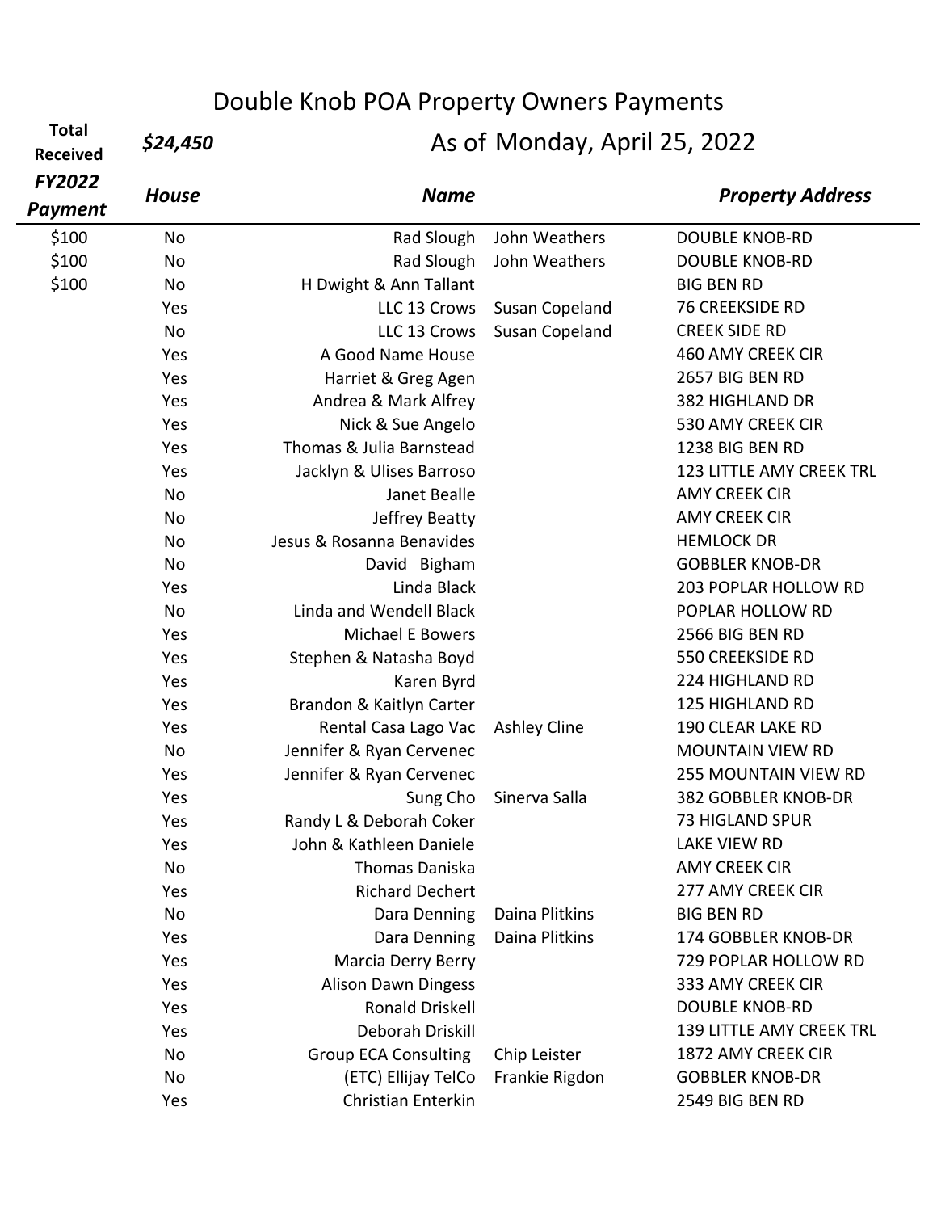# Double Knob POA Property Owners Payments

**Total Received** ***$24,450*** As of Monday, April 25, 2022

| ***FY2022 Payment*** | ***House*** | ***Name*** | | ***Property Address*** |
|---|---|---|---|---|
| $100 | No | Rad Slough | John Weathers | DOUBLE KNOB-RD |
| $100 | No | Rad Slough | John Weathers | DOUBLE KNOB-RD |
| $100 | No | H Dwight & Ann Tallant | | BIG BEN RD |
| | Yes | LLC 13 Crows | Susan Copeland | 76 CREEKSIDE RD |
| | No | LLC 13 Crows | Susan Copeland | CREEK SIDE RD |
| | Yes | A Good Name House | | 460 AMY CREEK CIR |
| | Yes | Harriet & Greg Agen | | 2657 BIG BEN RD |
| | Yes | Andrea & Mark Alfrey | | 382 HIGHLAND DR |
| | Yes | Nick & Sue Angelo | | 530 AMY CREEK CIR |
| | Yes | Thomas & Julia Barnstead | | 1238 BIG BEN RD |
| | Yes | Jacklyn & Ulises Barroso | | 123 LITTLE AMY CREEK TRL |
| | No | Janet Bealle | | AMY CREEK CIR |
| | No | Jeffrey Beatty | | AMY CREEK CIR |
| | No | Jesus & Rosanna Benavides | | HEMLOCK DR |
| | No | David Bigham | | GOBBLER KNOB-DR |
| | Yes | Linda Black | | 203 POPLAR HOLLOW RD |
| | No | Linda and Wendell Black | | POPLAR HOLLOW RD |
| | Yes | Michael E Bowers | | 2566 BIG BEN RD |
| | Yes | Stephen & Natasha Boyd | | 550 CREEKSIDE RD |
| | Yes | Karen Byrd | | 224 HIGHLAND RD |
| | Yes | Brandon & Kaitlyn Carter | | 125 HIGHLAND RD |
| | Yes | Rental Casa Lago Vac | Ashley Cline | 190 CLEAR LAKE RD |
| | No | Jennifer & Ryan Cervenec | | MOUNTAIN VIEW RD |
| | Yes | Jennifer & Ryan Cervenec | | 255 MOUNTAIN VIEW RD |
| | Yes | Sung Cho | Sinerva Salla | 382 GOBBLER KNOB-DR |
| | Yes | Randy L & Deborah Coker | | 73 HIGLAND SPUR |
| | Yes | John & Kathleen Daniele | | LAKE VIEW RD |
| | No | Thomas Daniska | | AMY CREEK CIR |
| | Yes | Richard Dechert | | 277 AMY CREEK CIR |
| | No | Dara Denning | Daina Plitkins | BIG BEN RD |
| | Yes | Dara Denning | Daina Plitkins | 174 GOBBLER KNOB-DR |
| | Yes | Marcia Derry Berry | | 729 POPLAR HOLLOW RD |
| | Yes | Alison Dawn Dingess | | 333 AMY CREEK CIR |
| | Yes | Ronald Driskell | | DOUBLE KNOB-RD |
| | Yes | Deborah Driskill | | 139 LITTLE AMY CREEK TRL |
| | No | Group ECA Consulting | Chip Leister | 1872 AMY CREEK CIR |
| | No | (ETC) Ellijay TelCo | Frankie Rigdon | GOBBLER KNOB-DR |
| | Yes | Christian Enterkin | | 2549 BIG BEN RD |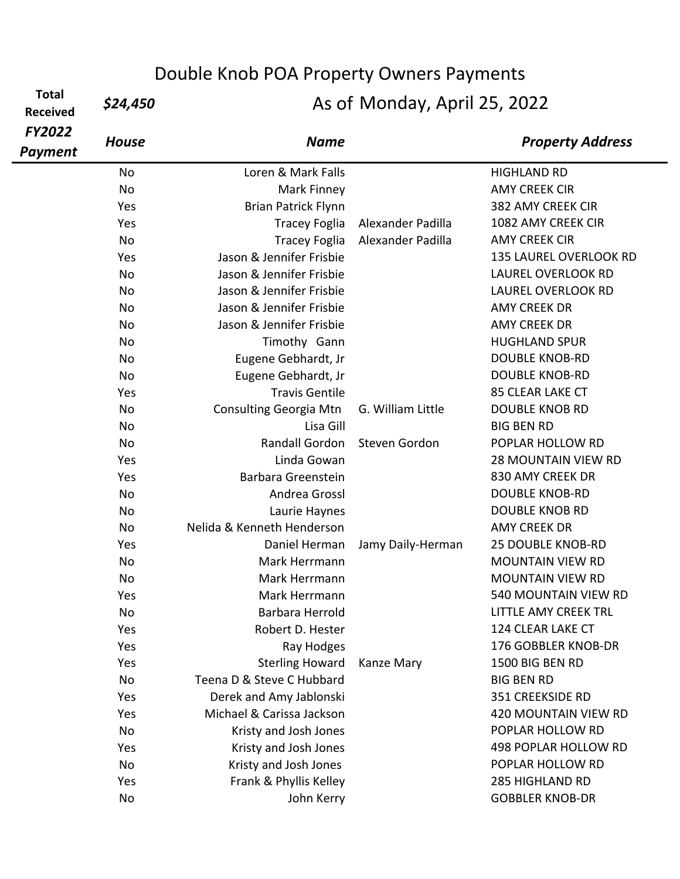# Double Knob POA Property Owners Payments

**Total Received** ***$24,450*** As of Monday, April 25, 2022

| ***FY2022 Payment*** | ***House*** | ***Name*** | | ***Property Address*** |
|---|---|---|---|---|
| | No | Loren & Mark Falls | | HIGHLAND RD |
| | No | Mark Finney | | AMY CREEK CIR |
| | Yes | Brian Patrick Flynn | | 382 AMY CREEK CIR |
| | Yes | Tracey Foglia | Alexander Padilla | 1082 AMY CREEK CIR |
| | No | Tracey Foglia | Alexander Padilla | AMY CREEK CIR |
| | Yes | Jason & Jennifer Frisbie | | 135 LAUREL OVERLOOK RD |
| | No | Jason & Jennifer Frisbie | | LAUREL OVERLOOK RD |
| | No | Jason & Jennifer Frisbie | | LAUREL OVERLOOK RD |
| | No | Jason & Jennifer Frisbie | | AMY CREEK DR |
| | No | Jason & Jennifer Frisbie | | AMY CREEK DR |
| | No | Timothy Gann | | HUGHLAND SPUR |
| | No | Eugene Gebhardt, Jr | | DOUBLE KNOB-RD |
| | No | Eugene Gebhardt, Jr | | DOUBLE KNOB-RD |
| | Yes | Travis Gentile | | 85 CLEAR LAKE CT |
| | No | Consulting Georgia Mtn | G. William Little | DOUBLE KNOB RD |
| | No | Lisa Gill | | BIG BEN RD |
| | No | Randall Gordon | Steven Gordon | POPLAR HOLLOW RD |
| | Yes | Linda Gowan | | 28 MOUNTAIN VIEW RD |
| | Yes | Barbara Greenstein | | 830 AMY CREEK DR |
| | No | Andrea Grossl | | DOUBLE KNOB-RD |
| | No | Laurie Haynes | | DOUBLE KNOB RD |
| | No | Nelida & Kenneth Henderson | | AMY CREEK DR |
| | Yes | Daniel Herman | Jamy Daily-Herman | 25 DOUBLE KNOB-RD |
| | No | Mark Herrmann | | MOUNTAIN VIEW RD |
| | No | Mark Herrmann | | MOUNTAIN VIEW RD |
| | Yes | Mark Herrmann | | 540 MOUNTAIN VIEW RD |
| | No | Barbara Herrold | | LITTLE AMY CREEK TRL |
| | Yes | Robert D. Hester | | 124 CLEAR LAKE CT |
| | Yes | Ray Hodges | | 176 GOBBLER KNOB-DR |
| | Yes | Sterling Howard | Kanze Mary | 1500 BIG BEN RD |
| | No | Teena D & Steve C Hubbard | | BIG BEN RD |
| | Yes | Derek and Amy Jablonski | | 351 CREEKSIDE RD |
| | Yes | Michael & Carissa Jackson | | 420 MOUNTAIN VIEW RD |
| | No | Kristy and Josh Jones | | POPLAR HOLLOW RD |
| | Yes | Kristy and Josh Jones | | 498 POPLAR HOLLOW RD |
| | No | Kristy and Josh Jones | | POPLAR HOLLOW RD |
| | Yes | Frank & Phyllis Kelley | | 285 HIGHLAND RD |
| | No | John Kerry | | GOBBLER KNOB-DR |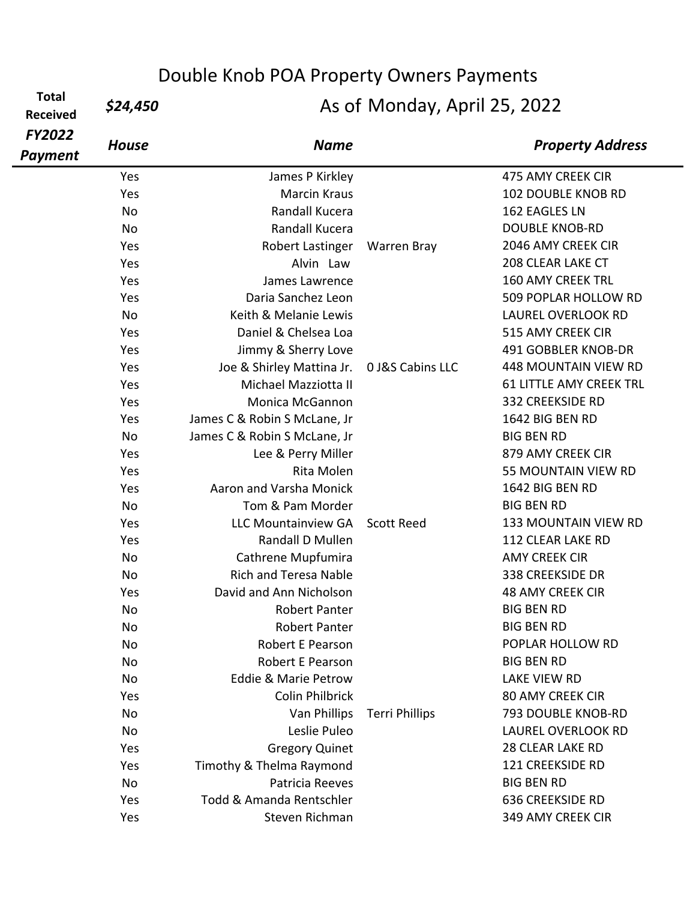# Double Knob POA Property Owners Payments

**Total Received** ***$24,450*** As of Monday, April 25, 2022

| *FY2022 Payment* | *House* | *Name* | | *Property Address* |
|---|---|---|---|---|
| | Yes | James P Kirkley | | 475 AMY CREEK CIR |
| | Yes | Marcin Kraus | | 102 DOUBLE KNOB RD |
| | No | Randall Kucera | | 162 EAGLES LN |
| | No | Randall Kucera | | DOUBLE KNOB-RD |
| | Yes | Robert Lastinger | Warren Bray | 2046 AMY CREEK CIR |
| | Yes | Alvin Law | | 208 CLEAR LAKE CT |
| | Yes | James Lawrence | | 160 AMY CREEK TRL |
| | Yes | Daria Sanchez Leon | | 509 POPLAR HOLLOW RD |
| | No | Keith & Melanie Lewis | | LAUREL OVERLOOK RD |
| | Yes | Daniel & Chelsea Loa | | 515 AMY CREEK CIR |
| | Yes | Jimmy & Sherry Love | | 491 GOBBLER KNOB-DR |
| | Yes | Joe & Shirley Mattina Jr. | 0 J&S Cabins LLC | 448 MOUNTAIN VIEW RD |
| | Yes | Michael Mazziotta II | | 61 LITTLE AMY CREEK TRL |
| | Yes | Monica McGannon | | 332 CREEKSIDE RD |
| | Yes | James C & Robin S McLane, Jr | | 1642 BIG BEN RD |
| | No | James C & Robin S McLane, Jr | | BIG BEN RD |
| | Yes | Lee & Perry Miller | | 879 AMY CREEK CIR |
| | Yes | Rita Molen | | 55 MOUNTAIN VIEW RD |
| | Yes | Aaron and Varsha Monick | | 1642 BIG BEN RD |
| | No | Tom & Pam Morder | | BIG BEN RD |
| | Yes | LLC Mountainview GA | Scott Reed | 133 MOUNTAIN VIEW RD |
| | Yes | Randall D Mullen | | 112 CLEAR LAKE RD |
| | No | Cathrene Mupfumira | | AMY CREEK CIR |
| | No | Rich and Teresa Nable | | 338 CREEKSIDE DR |
| | Yes | David and Ann Nicholson | | 48 AMY CREEK CIR |
| | No | Robert Panter | | BIG BEN RD |
| | No | Robert Panter | | BIG BEN RD |
| | No | Robert E Pearson | | POPLAR HOLLOW RD |
| | No | Robert E Pearson | | BIG BEN RD |
| | No | Eddie & Marie Petrow | | LAKE VIEW RD |
| | Yes | Colin Philbrick | | 80 AMY CREEK CIR |
| | No | Van Phillips | Terri Phillips | 793 DOUBLE KNOB-RD |
| | No | Leslie Puleo | | LAUREL OVERLOOK RD |
| | Yes | Gregory Quinet | | 28 CLEAR LAKE RD |
| | Yes | Timothy & Thelma Raymond | | 121 CREEKSIDE RD |
| | No | Patricia Reeves | | BIG BEN RD |
| | Yes | Todd & Amanda Rentschler | | 636 CREEKSIDE RD |
| | Yes | Steven Richman | | 349 AMY CREEK CIR |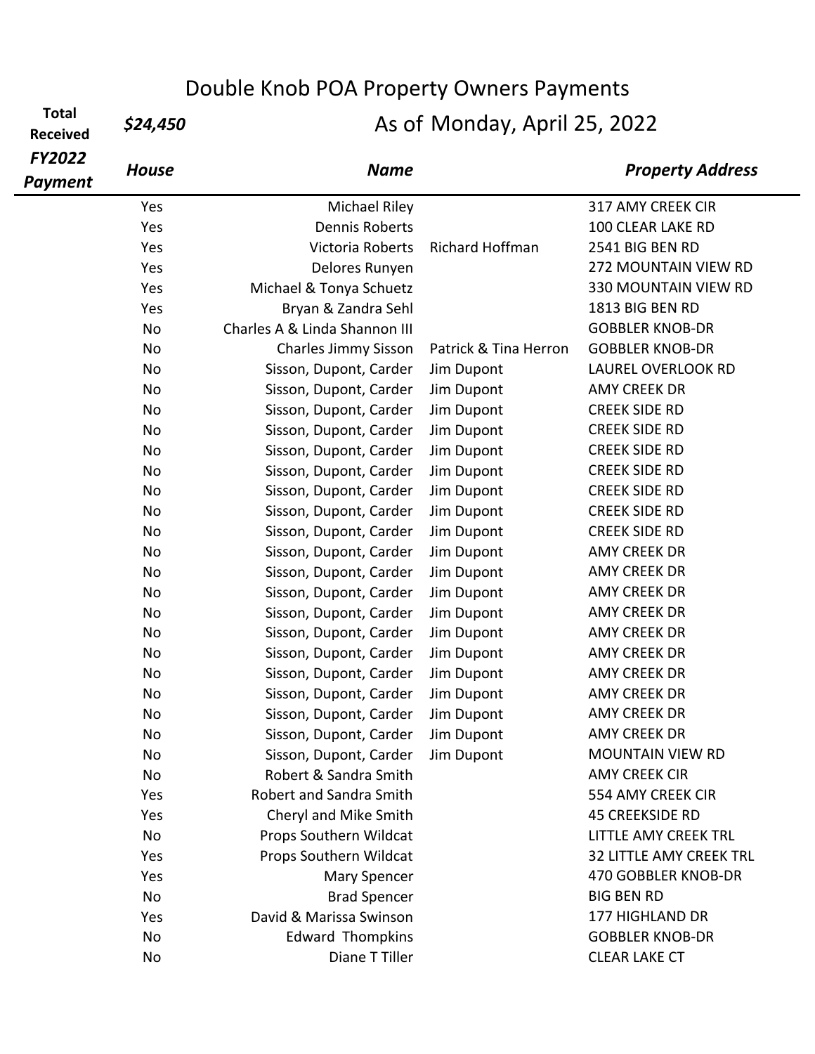# Double Knob POA Property Owners Payments

**Total Received** ***$24,450*** As of Monday, April 25, 2022

| *FY2022 Payment* | *House* | *Name* | | *Property Address* |
|---|---|---|---|---|
| | Yes | Michael Riley | | 317 AMY CREEK CIR |
| | Yes | Dennis Roberts | | 100 CLEAR LAKE RD |
| | Yes | Victoria Roberts | Richard Hoffman | 2541 BIG BEN RD |
| | Yes | Delores Runyen | | 272 MOUNTAIN VIEW RD |
| | Yes | Michael & Tonya Schuetz | | 330 MOUNTAIN VIEW RD |
| | Yes | Bryan & Zandra Sehl | | 1813 BIG BEN RD |
| | No | Charles A & Linda Shannon III | | GOBBLER KNOB-DR |
| | No | Charles Jimmy Sisson | Patrick & Tina Herron | GOBBLER KNOB-DR |
| | No | Sisson, Dupont, Carder | Jim Dupont | LAUREL OVERLOOK RD |
| | No | Sisson, Dupont, Carder | Jim Dupont | AMY CREEK DR |
| | No | Sisson, Dupont, Carder | Jim Dupont | CREEK SIDE RD |
| | No | Sisson, Dupont, Carder | Jim Dupont | CREEK SIDE RD |
| | No | Sisson, Dupont, Carder | Jim Dupont | CREEK SIDE RD |
| | No | Sisson, Dupont, Carder | Jim Dupont | CREEK SIDE RD |
| | No | Sisson, Dupont, Carder | Jim Dupont | CREEK SIDE RD |
| | No | Sisson, Dupont, Carder | Jim Dupont | CREEK SIDE RD |
| | No | Sisson, Dupont, Carder | Jim Dupont | CREEK SIDE RD |
| | No | Sisson, Dupont, Carder | Jim Dupont | AMY CREEK DR |
| | No | Sisson, Dupont, Carder | Jim Dupont | AMY CREEK DR |
| | No | Sisson, Dupont, Carder | Jim Dupont | AMY CREEK DR |
| | No | Sisson, Dupont, Carder | Jim Dupont | AMY CREEK DR |
| | No | Sisson, Dupont, Carder | Jim Dupont | AMY CREEK DR |
| | No | Sisson, Dupont, Carder | Jim Dupont | AMY CREEK DR |
| | No | Sisson, Dupont, Carder | Jim Dupont | AMY CREEK DR |
| | No | Sisson, Dupont, Carder | Jim Dupont | AMY CREEK DR |
| | No | Sisson, Dupont, Carder | Jim Dupont | AMY CREEK DR |
| | No | Sisson, Dupont, Carder | Jim Dupont | AMY CREEK DR |
| | No | Sisson, Dupont, Carder | Jim Dupont | MOUNTAIN VIEW RD |
| | No | Robert & Sandra Smith | | AMY CREEK CIR |
| | Yes | Robert and Sandra Smith | | 554 AMY CREEK CIR |
| | Yes | Cheryl and Mike Smith | | 45 CREEKSIDE RD |
| | No | Props Southern Wildcat | | LITTLE AMY CREEK TRL |
| | Yes | Props Southern Wildcat | | 32 LITTLE AMY CREEK TRL |
| | Yes | Mary Spencer | | 470 GOBBLER KNOB-DR |
| | No | Brad Spencer | | BIG BEN RD |
| | Yes | David & Marissa Swinson | | 177 HIGHLAND DR |
| | No | Edward Thompkins | | GOBBLER KNOB-DR |
| | No | Diane T Tiller | | CLEAR LAKE CT |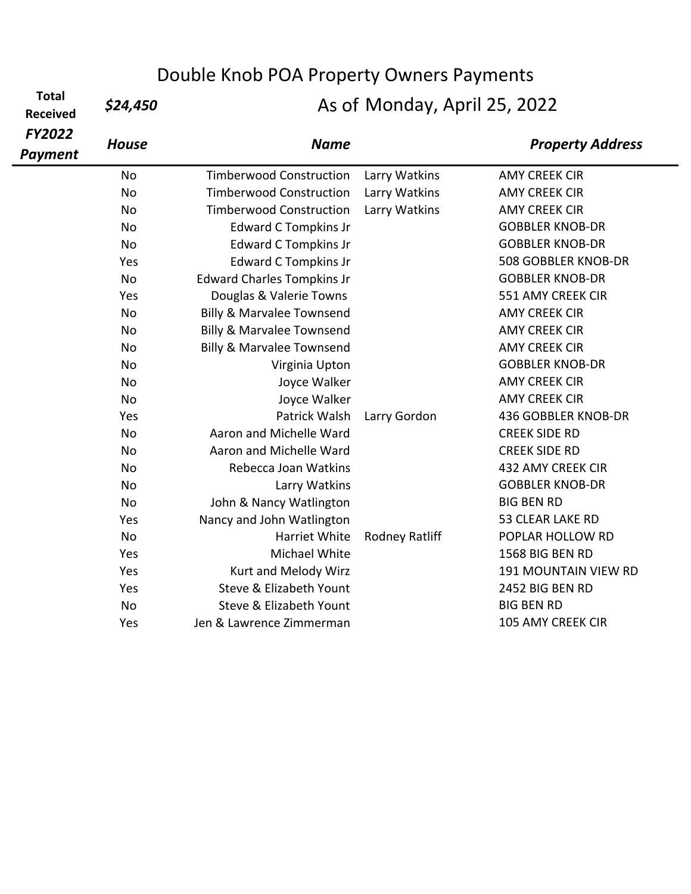# Double Knob POA Property Owners Payments

**Total Received** ***$24,450*** As of Monday, April 25, 2022

| ***FY2022 Payment*** | ***House*** | ***Name*** | | ***Property Address*** |
|---|---|---|---|---|
| | No | Timberwood Construction | Larry Watkins | AMY CREEK CIR |
| | No | Timberwood Construction | Larry Watkins | AMY CREEK CIR |
| | No | Timberwood Construction | Larry Watkins | AMY CREEK CIR |
| | No | Edward C Tompkins Jr | | GOBBLER KNOB-DR |
| | No | Edward C Tompkins Jr | | GOBBLER KNOB-DR |
| | Yes | Edward C Tompkins Jr | | 508 GOBBLER KNOB-DR |
| | No | Edward Charles Tompkins Jr | | GOBBLER KNOB-DR |
| | Yes | Douglas & Valerie Towns | | 551 AMY CREEK CIR |
| | No | Billy & Marvalee Townsend | | AMY CREEK CIR |
| | No | Billy & Marvalee Townsend | | AMY CREEK CIR |
| | No | Billy & Marvalee Townsend | | AMY CREEK CIR |
| | No | Virginia Upton | | GOBBLER KNOB-DR |
| | No | Joyce Walker | | AMY CREEK CIR |
| | No | Joyce Walker | | AMY CREEK CIR |
| | Yes | Patrick Walsh | Larry Gordon | 436 GOBBLER KNOB-DR |
| | No | Aaron and Michelle Ward | | CREEK SIDE RD |
| | No | Aaron and Michelle Ward | | CREEK SIDE RD |
| | No | Rebecca Joan Watkins | | 432 AMY CREEK CIR |
| | No | Larry Watkins | | GOBBLER KNOB-DR |
| | No | John & Nancy Watlington | | BIG BEN RD |
| | Yes | Nancy and John Watlington | | 53 CLEAR LAKE RD |
| | No | Harriet White | Rodney Ratliff | POPLAR HOLLOW RD |
| | Yes | Michael White | | 1568 BIG BEN RD |
| | Yes | Kurt and Melody Wirz | | 191 MOUNTAIN VIEW RD |
| | Yes | Steve & Elizabeth Yount | | 2452 BIG BEN RD |
| | No | Steve & Elizabeth Yount | | BIG BEN RD |
| | Yes | Jen & Lawrence Zimmerman | | 105 AMY CREEK CIR |